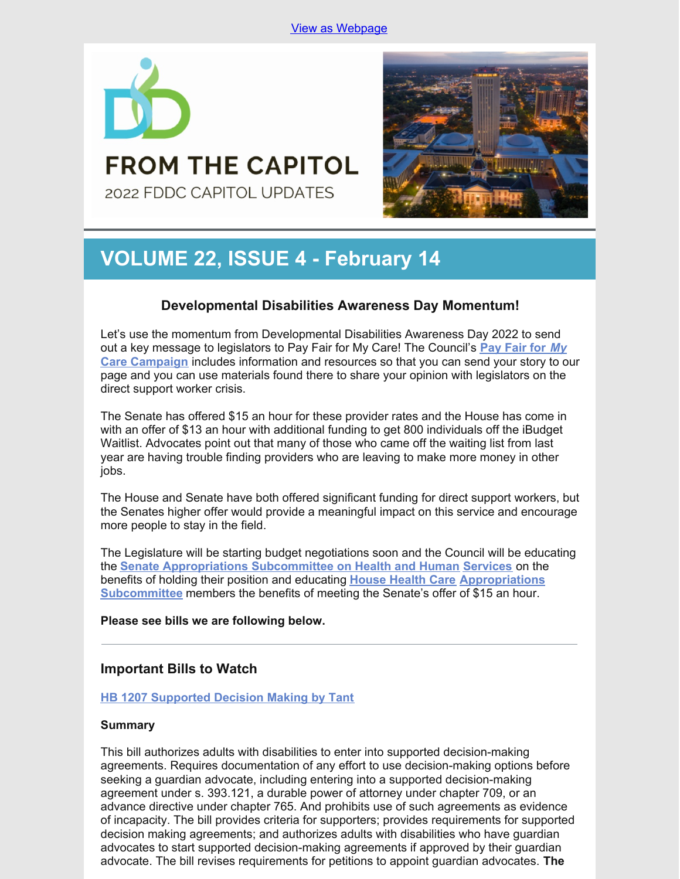View as Webpage

# FROM THE CAPITOL

2022 FDDC CAPITOL UPDATES

## VOLUME 22, ISSUE 4 - February 14

### Developmental Disabilities Awareness Day Momentum!

Let's use the momentum from Developmental Disabilities Awareness Day 2022 to send out a key message to legislators to Pay Fair for My Care! The Council's **Pay Fair for *My* Care Campaign** includes information and resources so that you can send your story to our page and you can use materials found there to share your opinion with legislators on the direct support worker crisis.

The Senate has offered $15 an hour for these provider rates and the House has come in with an offer of $13 an hour with additional funding to get 800 individuals off the iBudget Waitlist. Advocates point out that many of those who came off the waiting list from last year are having trouble finding providers who are leaving to make more money in other jobs.

The House and Senate have both offered significant funding for direct support workers, but the Senates higher offer would provide a meaningful impact on this service and encourage more people to stay in the field.

The Legislature will be starting budget negotiations soon and the Council will be educating the **Senate Appropriations Subcommittee on Health and Human Services** on the benefits of holding their position and educating **House Health Care Appropriations Subcommittee** members the benefits of meeting the Senate's offer of $15 an hour.

**Please see bills we are following below.**

---

### Important Bills to Watch

**HB 1207 Supported Decision Making by Tant**

**Summary**

This bill authorizes adults with disabilities to enter into supported decision-making agreements. Requires documentation of any effort to use decision-making options before seeking a guardian advocate, including entering into a supported decision-making agreement under s. 393.121, a durable power of attorney under chapter 709, or an advance directive under chapter 765. And prohibits use of such agreements as evidence of incapacity. The bill provides criteria for supporters; provides requirements for supported decision making agreements; and authorizes adults with disabilities who have guardian advocates to start supported decision-making agreements if approved by their guardian advocate. The bill revises requirements for petitions to appoint guardian advocates. **The**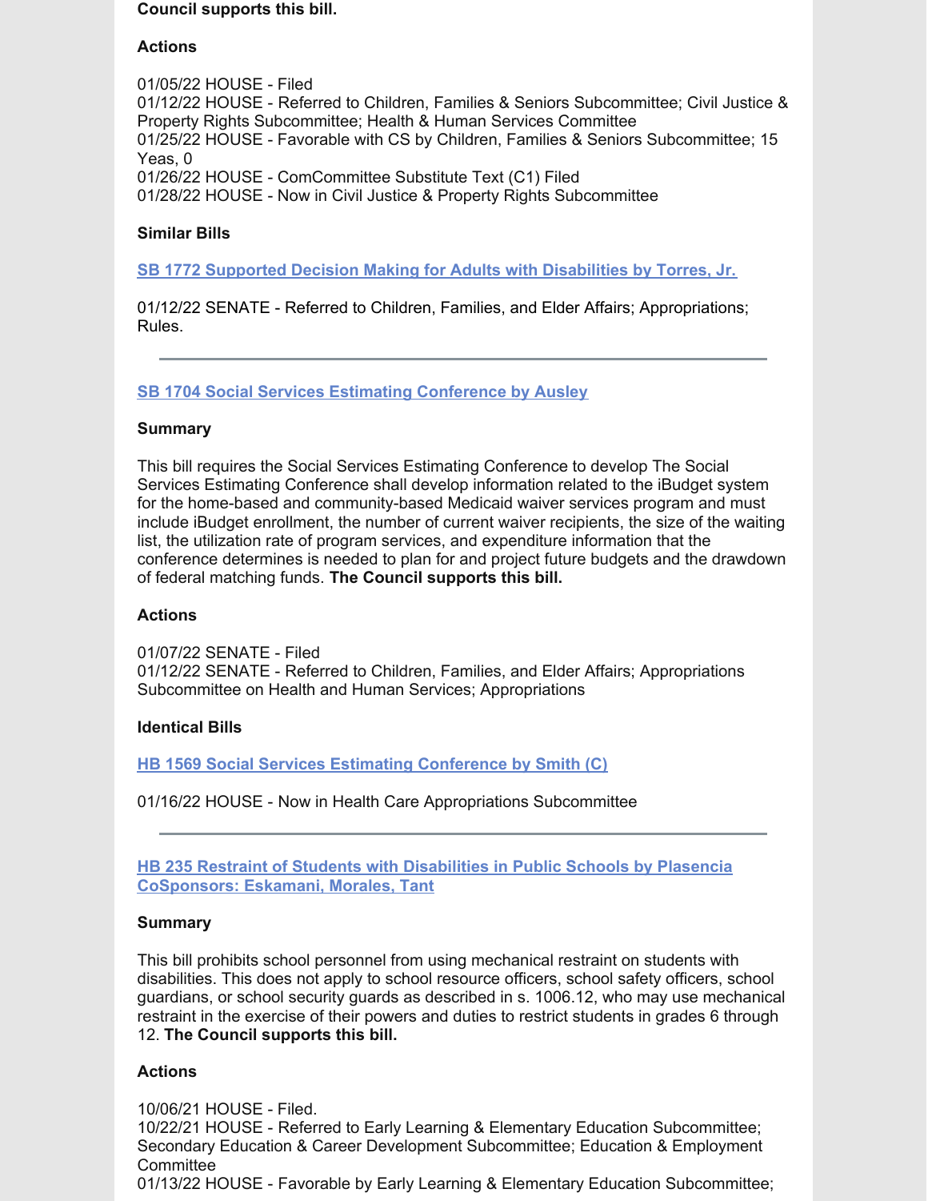**Council supports this bill.**

**Actions**

01/05/22 HOUSE - Filed
01/12/22 HOUSE - Referred to Children, Families & Seniors Subcommittee; Civil Justice & Property Rights Subcommittee; Health & Human Services Committee
01/25/22 HOUSE - Favorable with CS by Children, Families & Seniors Subcommittee; 15 Yeas, 0
01/26/22 HOUSE - ComCommittee Substitute Text (C1) Filed
01/28/22 HOUSE - Now in Civil Justice & Property Rights Subcommittee

**Similar Bills**

[SB 1772 Supported Decision Making for Adults with Disabilities by Torres, Jr.]

01/12/22 SENATE - Referred to Children, Families, and Elder Affairs; Appropriations; Rules.

---

[SB 1704 Social Services Estimating Conference by Ausley]

**Summary**

This bill requires the Social Services Estimating Conference to develop The Social Services Estimating Conference shall develop information related to the iBudget system for the home-based and community-based Medicaid waiver services program and must include iBudget enrollment, the number of current waiver recipients, the size of the waiting list, the utilization rate of program services, and expenditure information that the conference determines is needed to plan for and project future budgets and the drawdown of federal matching funds. **The Council supports this bill.**

**Actions**

01/07/22 SENATE - Filed
01/12/22 SENATE - Referred to Children, Families, and Elder Affairs; Appropriations Subcommittee on Health and Human Services; Appropriations

**Identical Bills**

[HB 1569 Social Services Estimating Conference by Smith (C)]

01/16/22 HOUSE - Now in Health Care Appropriations Subcommittee

---

[HB 235 Restraint of Students with Disabilities in Public Schools by Plasencia CoSponsors: Eskamani, Morales, Tant]

**Summary**

This bill prohibits school personnel from using mechanical restraint on students with disabilities. This does not apply to school resource officers, school safety officers, school guardians, or school security guards as described in s. 1006.12, who may use mechanical restraint in the exercise of their powers and duties to restrict students in grades 6 through 12. **The Council supports this bill.**

**Actions**

10/06/21 HOUSE - Filed.
10/22/21 HOUSE - Referred to Early Learning & Elementary Education Subcommittee; Secondary Education & Career Development Subcommittee; Education & Employment Committee
01/13/22 HOUSE - Favorable by Early Learning & Elementary Education Subcommittee;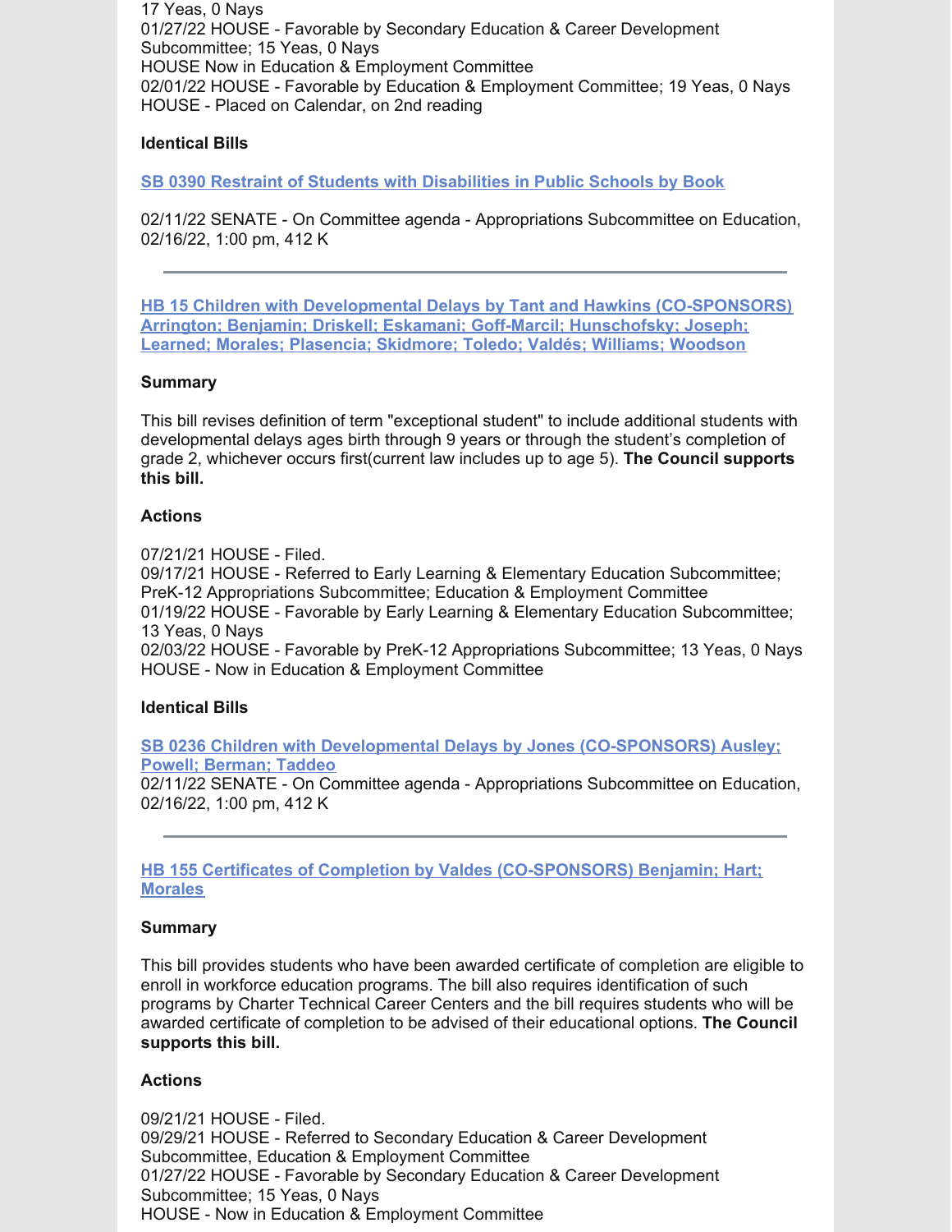17 Yeas, 0 Nays
01/27/22 HOUSE - Favorable by Secondary Education & Career Development Subcommittee; 15 Yeas, 0 Nays
HOUSE Now in Education & Employment Committee
02/01/22 HOUSE - Favorable by Education & Employment Committee; 19 Yeas, 0 Nays
HOUSE - Placed on Calendar, on 2nd reading

**Identical Bills**

**SB 0390 Restraint of Students with Disabilities in Public Schools by Book**

02/11/22 SENATE - On Committee agenda - Appropriations Subcommittee on Education, 02/16/22, 1:00 pm, 412 K

---

**HB 15 Children with Developmental Delays by Tant and Hawkins (CO-SPONSORS) Arrington; Benjamin; Driskell; Eskamani; Goff-Marcil; Hunschofsky; Joseph; Learned; Morales; Plasencia; Skidmore; Toledo; Valdés; Williams; Woodson**

**Summary**

This bill revises definition of term "exceptional student" to include additional students with developmental delays ages birth through 9 years or through the student's completion of grade 2, whichever occurs first(current law includes up to age 5). **The Council supports this bill.**

**Actions**

07/21/21 HOUSE - Filed.
09/17/21 HOUSE - Referred to Early Learning & Elementary Education Subcommittee; PreK-12 Appropriations Subcommittee; Education & Employment Committee
01/19/22 HOUSE - Favorable by Early Learning & Elementary Education Subcommittee; 13 Yeas, 0 Nays
02/03/22 HOUSE - Favorable by PreK-12 Appropriations Subcommittee; 13 Yeas, 0 Nays
HOUSE - Now in Education & Employment Committee

**Identical Bills**

**SB 0236 Children with Developmental Delays by Jones (CO-SPONSORS) Ausley; Powell; Berman; Taddeo**
02/11/22 SENATE - On Committee agenda - Appropriations Subcommittee on Education, 02/16/22, 1:00 pm, 412 K

---

**HB 155 Certificates of Completion by Valdes (CO-SPONSORS) Benjamin; Hart; Morales**

**Summary**

This bill provides students who have been awarded certificate of completion are eligible to enroll in workforce education programs. The bill also requires identification of such programs by Charter Technical Career Centers and the bill requires students who will be awarded certificate of completion to be advised of their educational options. **The Council supports this bill.**

**Actions**

09/21/21 HOUSE - Filed.
09/29/21 HOUSE - Referred to Secondary Education & Career Development Subcommittee, Education & Employment Committee
01/27/22 HOUSE - Favorable by Secondary Education & Career Development Subcommittee; 15 Yeas, 0 Nays
HOUSE - Now in Education & Employment Committee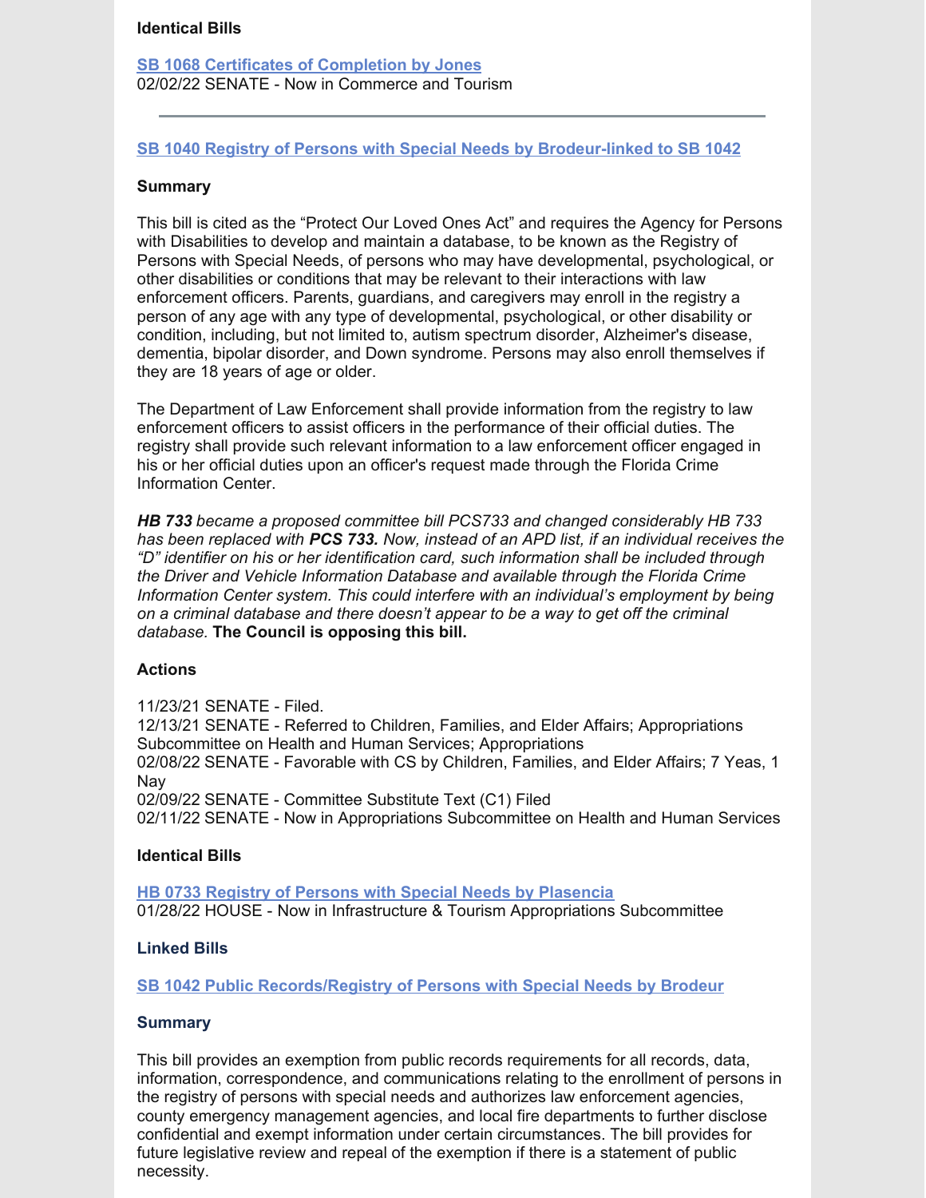### Identical Bills

[SB 1068 Certificates of Completion by Jones](#)
02/02/22 SENATE - Now in Commerce and Tourism

---

### [SB 1040 Registry of Persons with Special Needs by Brodeur-linked to SB 1042](#)

### Summary

This bill is cited as the "Protect Our Loved Ones Act" and requires the Agency for Persons with Disabilities to develop and maintain a database, to be known as the Registry of Persons with Special Needs, of persons who may have developmental, psychological, or other disabilities or conditions that may be relevant to their interactions with law enforcement officers. Parents, guardians, and caregivers may enroll in the registry a person of any age with any type of developmental, psychological, or other disability or condition, including, but not limited to, autism spectrum disorder, Alzheimer's disease, dementia, bipolar disorder, and Down syndrome. Persons may also enroll themselves if they are 18 years of age or older.

The Department of Law Enforcement shall provide information from the registry to law enforcement officers to assist officers in the performance of their official duties. The registry shall provide such relevant information to a law enforcement officer engaged in his or her official duties upon an officer's request made through the Florida Crime Information Center.

***HB 733*** *became a proposed committee bill PCS733 and changed considerably HB 733 has been replaced with* ***PCS 733.*** *Now, instead of an APD list, if an individual receives the "D" identifier on his or her identification card, such information shall be included through the Driver and Vehicle Information Database and available through the Florida Crime Information Center system. This could interfere with an individual's employment by being on a criminal database and there doesn't appear to be a way to get off the criminal database.* **The Council is opposing this bill.**

### Actions

11/23/21 SENATE - Filed.
12/13/21 SENATE - Referred to Children, Families, and Elder Affairs; Appropriations Subcommittee on Health and Human Services; Appropriations
02/08/22 SENATE - Favorable with CS by Children, Families, and Elder Affairs; 7 Yeas, 1 Nay
02/09/22 SENATE - Committee Substitute Text (C1) Filed
02/11/22 SENATE - Now in Appropriations Subcommittee on Health and Human Services

### Identical Bills

[HB 0733 Registry of Persons with Special Needs by Plasencia](#)
01/28/22 HOUSE - Now in Infrastructure & Tourism Appropriations Subcommittee

### Linked Bills

[SB 1042 Public Records/Registry of Persons with Special Needs by Brodeur](#)

### Summary

This bill provides an exemption from public records requirements for all records, data, information, correspondence, and communications relating to the enrollment of persons in the registry of persons with special needs and authorizes law enforcement agencies, county emergency management agencies, and local fire departments to further disclose confidential and exempt information under certain circumstances. The bill provides for future legislative review and repeal of the exemption if there is a statement of public necessity.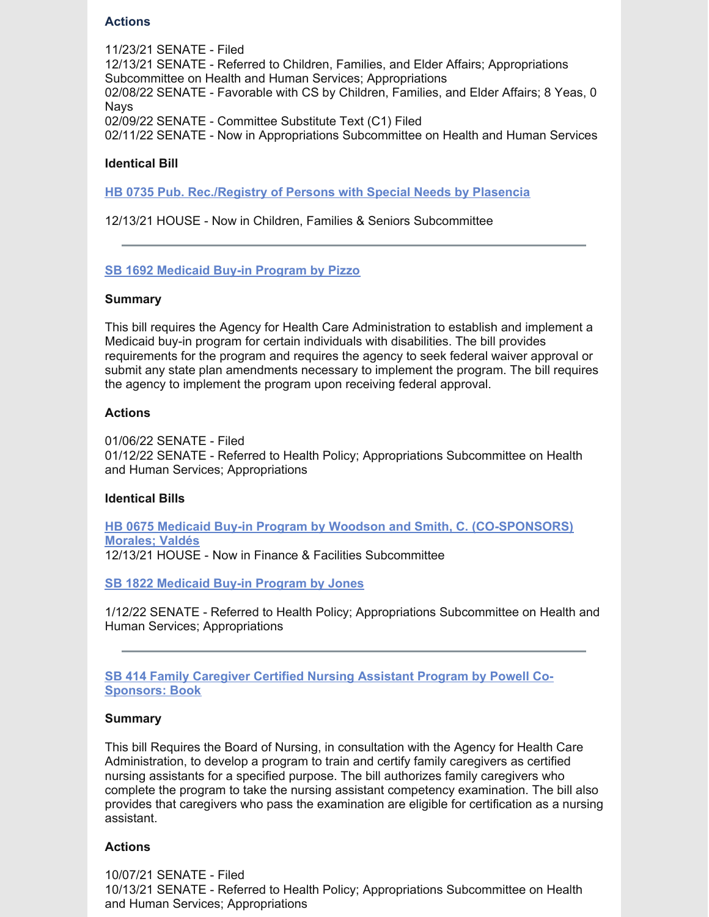### Actions

11/23/21 SENATE - Filed
12/13/21 SENATE - Referred to Children, Families, and Elder Affairs; Appropriations Subcommittee on Health and Human Services; Appropriations
02/08/22 SENATE - Favorable with CS by Children, Families, and Elder Affairs; 8 Yeas, 0 Nays
02/09/22 SENATE - Committee Substitute Text (C1) Filed
02/11/22 SENATE - Now in Appropriations Subcommittee on Health and Human Services

### Identical Bill

**HB 0735 Pub. Rec./Registry of Persons with Special Needs by Plasencia**

12/13/21 HOUSE - Now in Children, Families & Seniors Subcommittee

---

**SB 1692 Medicaid Buy-in Program by Pizzo**

### Summary

This bill requires the Agency for Health Care Administration to establish and implement a Medicaid buy-in program for certain individuals with disabilities. The bill provides requirements for the program and requires the agency to seek federal waiver approval or submit any state plan amendments necessary to implement the program. The bill requires the agency to implement the program upon receiving federal approval.

### Actions

01/06/22 SENATE - Filed
01/12/22 SENATE - Referred to Health Policy; Appropriations Subcommittee on Health and Human Services; Appropriations

### Identical Bills

**HB 0675 Medicaid Buy-in Program by Woodson and Smith, C. (CO-SPONSORS) Morales; Valdés**
12/13/21 HOUSE - Now in Finance & Facilities Subcommittee

**SB 1822 Medicaid Buy-in Program by Jones**

1/12/22 SENATE - Referred to Health Policy; Appropriations Subcommittee on Health and Human Services; Appropriations

---

**SB 414 Family Caregiver Certified Nursing Assistant Program by Powell Co-Sponsors: Book**

### Summary

This bill Requires the Board of Nursing, in consultation with the Agency for Health Care Administration, to develop a program to train and certify family caregivers as certified nursing assistants for a specified purpose. The bill authorizes family caregivers who complete the program to take the nursing assistant competency examination. The bill also provides that caregivers who pass the examination are eligible for certification as a nursing assistant.

### Actions

10/07/21 SENATE - Filed
10/13/21 SENATE - Referred to Health Policy; Appropriations Subcommittee on Health and Human Services; Appropriations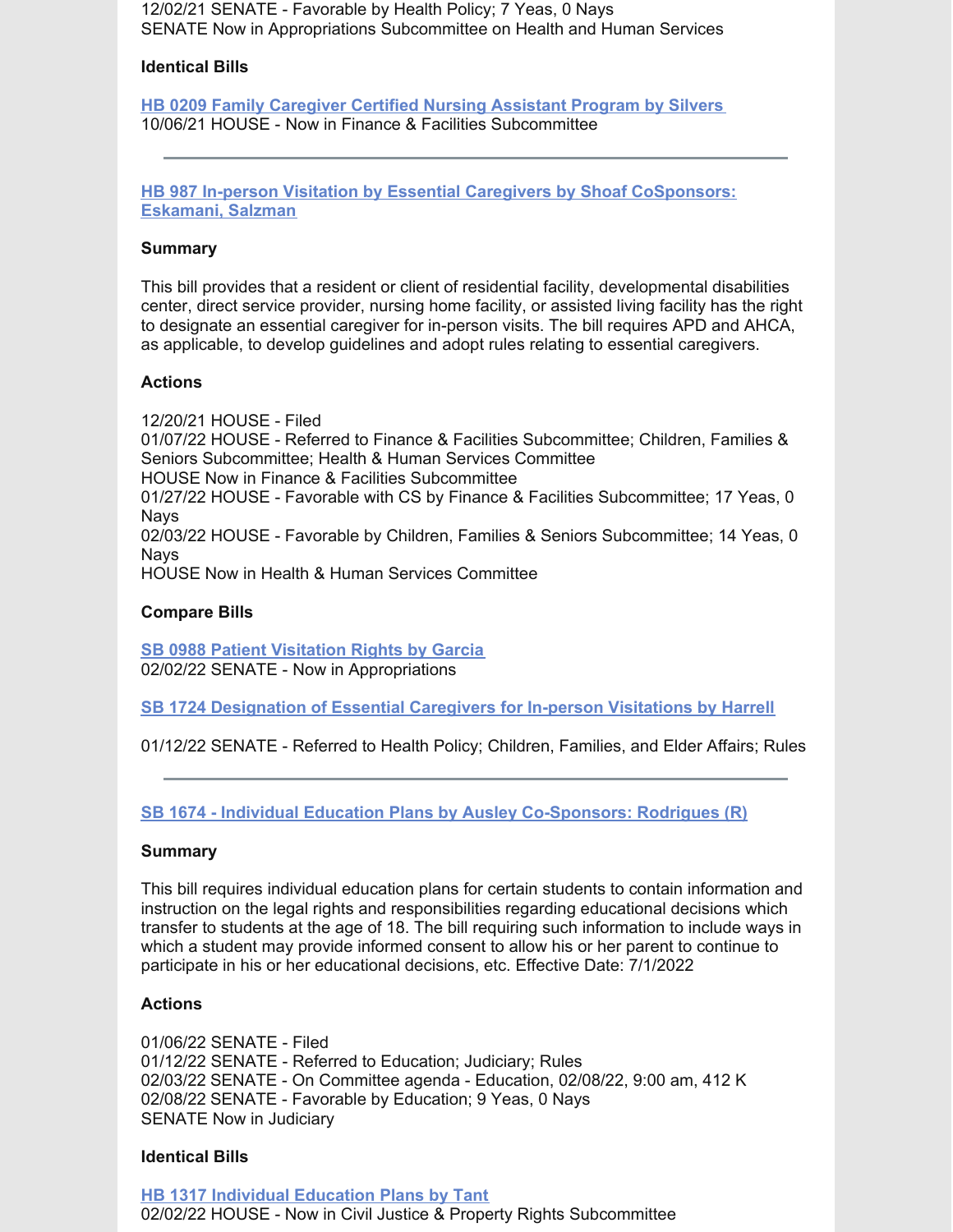12/02/21 SENATE - Favorable by Health Policy; 7 Yeas, 0 Nays
SENATE Now in Appropriations Subcommittee on Health and Human Services

**Identical Bills**

**HB 0209 Family Caregiver Certified Nursing Assistant Program by Silvers**
10/06/21 HOUSE - Now in Finance & Facilities Subcommittee

---

**HB 987 In-person Visitation by Essential Caregivers by Shoaf CoSponsors: Eskamani, Salzman**

**Summary**

This bill provides that a resident or client of residential facility, developmental disabilities center, direct service provider, nursing home facility, or assisted living facility has the right to designate an essential caregiver for in-person visits. The bill requires APD and AHCA, as applicable, to develop guidelines and adopt rules relating to essential caregivers.

**Actions**

12/20/21 HOUSE - Filed
01/07/22 HOUSE - Referred to Finance & Facilities Subcommittee; Children, Families & Seniors Subcommittee; Health & Human Services Committee
HOUSE Now in Finance & Facilities Subcommittee
01/27/22 HOUSE - Favorable with CS by Finance & Facilities Subcommittee; 17 Yeas, 0 Nays
02/03/22 HOUSE - Favorable by Children, Families & Seniors Subcommittee; 14 Yeas, 0 Nays
HOUSE Now in Health & Human Services Committee

**Compare Bills**

**SB 0988 Patient Visitation Rights by Garcia**
02/02/22 SENATE - Now in Appropriations

**SB 1724 Designation of Essential Caregivers for In-person Visitations by Harrell**

01/12/22 SENATE - Referred to Health Policy; Children, Families, and Elder Affairs; Rules

---

**SB 1674 - Individual Education Plans by Ausley Co-Sponsors: Rodrigues (R)**

**Summary**

This bill requires individual education plans for certain students to contain information and instruction on the legal rights and responsibilities regarding educational decisions which transfer to students at the age of 18. The bill requiring such information to include ways in which a student may provide informed consent to allow his or her parent to continue to participate in his or her educational decisions, etc. Effective Date: 7/1/2022

**Actions**

01/06/22 SENATE - Filed
01/12/22 SENATE - Referred to Education; Judiciary; Rules
02/03/22 SENATE - On Committee agenda - Education, 02/08/22, 9:00 am, 412 K
02/08/22 SENATE - Favorable by Education; 9 Yeas, 0 Nays
SENATE Now in Judiciary

**Identical Bills**

**HB 1317 Individual Education Plans by Tant**
02/02/22 HOUSE - Now in Civil Justice & Property Rights Subcommittee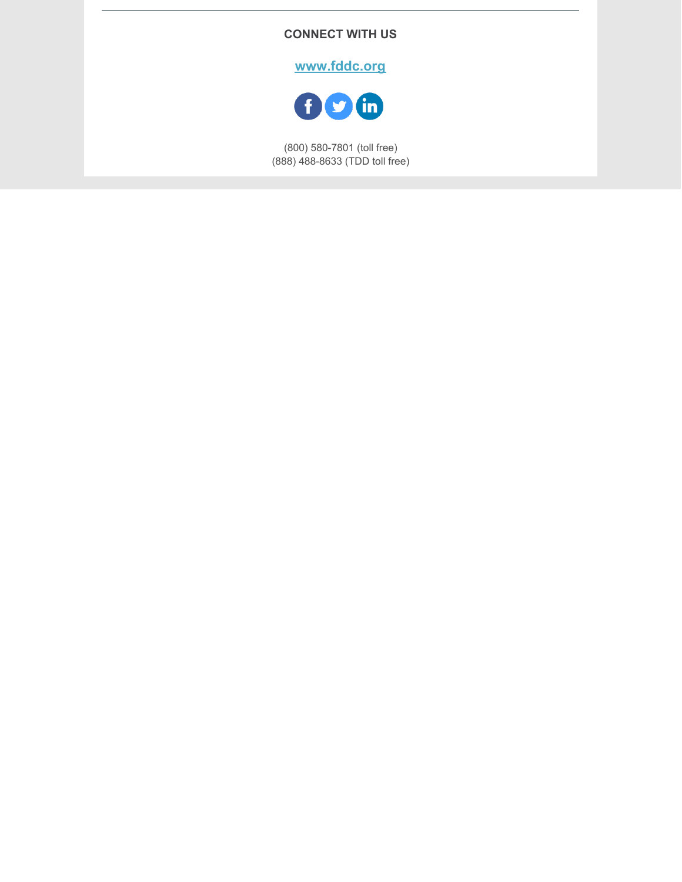**CONNECT WITH US**

**[www.fddc.org](http://www.fddc.org)**

(800) 580-7801 (toll free)
(888) 488-8633 (TDD toll free)